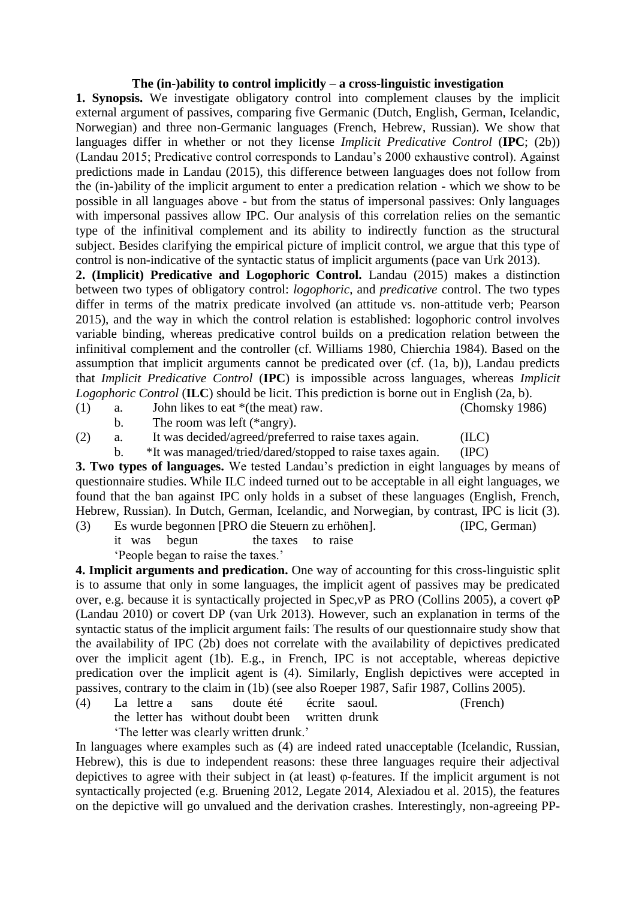**The (in-)ability to control implicitly – a cross-linguistic investigation**

**1. Synopsis.** We investigate obligatory control into complement clauses by the implicit external argument of passives, comparing five Germanic (Dutch, English, German, Icelandic, Norwegian) and three non-Germanic languages (French, Hebrew, Russian). We show that languages differ in whether or not they license *Implicit Predicative Control* (**IPC**; (2b)) (Landau 2015; Predicative control corresponds to Landau's 2000 exhaustive control). Against predictions made in Landau (2015), this difference between languages does not follow from the (in-)ability of the implicit argument to enter a predication relation - which we show to be possible in all languages above - but from the status of impersonal passives: Only languages with impersonal passives allow IPC. Our analysis of this correlation relies on the semantic type of the infinitival complement and its ability to indirectly function as the structural subject. Besides clarifying the empirical picture of implicit control, we argue that this type of control is non-indicative of the syntactic status of implicit arguments (pace van Urk 2013).

**2. (Implicit) Predicative and Logophoric Control.** Landau (2015) makes a distinction between two types of obligatory control: *logophoric*, and *predicative* control. The two types differ in terms of the matrix predicate involved (an attitude vs. non-attitude verb; Pearson 2015), and the way in which the control relation is established: logophoric control involves variable binding, whereas predicative control builds on a predication relation between the infinitival complement and the controller (cf. Williams 1980, Chierchia 1984). Based on the assumption that implicit arguments cannot be predicated over (cf. (1a, b)), Landau predicts that *Implicit Predicative Control* (**IPC**) is impossible across languages, whereas *Implicit Logophoric Control* (**ILC**) should be licit. This prediction is borne out in English (2a, b).

(1) a. John likes to eat *(the meat) raw. (Chomsky 1986)
  b. The room was left (*angry).

(2) a. It was decided/agreed/preferred to raise taxes again. (ILC)
  b. *It was managed/tried/dared/stopped to raise taxes again. (IPC)

**3. Two types of languages.** We tested Landau's prediction in eight languages by means of questionnaire studies. While ILC indeed turned out to be acceptable in all eight languages, we found that the ban against IPC only holds in a subset of these languages (English, French, Hebrew, Russian). In Dutch, German, Icelandic, and Norwegian, by contrast, IPC is licit (3).

(3) Es wurde begonnen [PRO die Steuern zu erhöhen]. (IPC, German)
  it was begun the taxes to raise
  'People began to raise the taxes.'

**4. Implicit arguments and predication.** One way of accounting for this cross-linguistic split is to assume that only in some languages, the implicit agent of passives may be predicated over, e.g. because it is syntactically projected in Spec,vP as PRO (Collins 2005), a covert φP (Landau 2010) or covert DP (van Urk 2013). However, such an explanation in terms of the syntactic status of the implicit argument fails: The results of our questionnaire study show that the availability of IPC (2b) does not correlate with the availability of depictives predicated over the implicit agent (1b). E.g., in French, IPC is not acceptable, whereas depictive predication over the implicit agent is (4). Similarly, English depictives were accepted in passives, contrary to the claim in (1b) (see also Roeper 1987, Safir 1987, Collins 2005).

(4) La lettre a sans doute été écrite saoul. (French)
  the letter has without doubt been written drunk
  'The letter was clearly written drunk.'

In languages where examples such as (4) are indeed rated unacceptable (Icelandic, Russian, Hebrew), this is due to independent reasons: these three languages require their adjectival depictives to agree with their subject in (at least) φ-features. If the implicit argument is not syntactically projected (e.g. Bruening 2012, Legate 2014, Alexiadou et al. 2015), the features on the depictive will go unvalued and the derivation crashes. Interestingly, non-agreeing PP-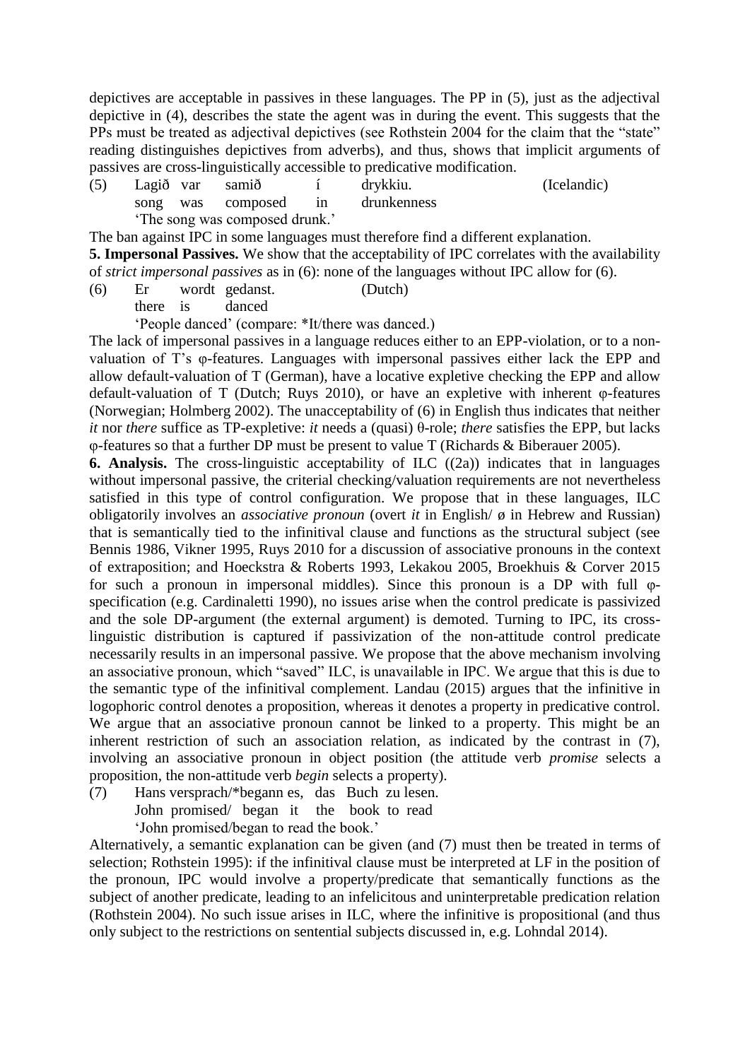depictives are acceptable in passives in these languages. The PP in (5), just as the adjectival depictive in (4), describes the state the agent was in during the event. This suggests that the PPs must be treated as adjectival depictives (see Rothstein 2004 for the claim that the "state" reading distinguishes depictives from adverbs), and thus, shows that implicit arguments of passives are cross-linguistically accessible to predicative modification.

(5) Lagið var samið í drykkiu. (Icelandic)
song was composed in drunkenness
'The song was composed drunk.'

The ban against IPC in some languages must therefore find a different explanation.

**5. Impersonal Passives.** We show that the acceptability of IPC correlates with the availability of *strict impersonal passives* as in (6): none of the languages without IPC allow for (6).

(6) Er wordt gedanst. (Dutch)
there is danced
'People danced' (compare: *It/there was danced.)

The lack of impersonal passives in a language reduces either to an EPP-violation, or to a non-valuation of T's φ-features. Languages with impersonal passives either lack the EPP and allow default-valuation of T (German), have a locative expletive checking the EPP and allow default-valuation of T (Dutch; Ruys 2010), or have an expletive with inherent φ-features (Norwegian; Holmberg 2002). The unacceptability of (6) in English thus indicates that neither *it* nor *there* suffice as TP-expletive: *it* needs a (quasi) θ-role; *there* satisfies the EPP, but lacks φ-features so that a further DP must be present to value T (Richards & Biberauer 2005).

**6. Analysis.** The cross-linguistic acceptability of ILC ((2a)) indicates that in languages without impersonal passive, the criterial checking/valuation requirements are not nevertheless satisfied in this type of control configuration. We propose that in these languages, ILC obligatorily involves an *associative pronoun* (overt *it* in English/ ø in Hebrew and Russian) that is semantically tied to the infinitival clause and functions as the structural subject (see Bennis 1986, Vikner 1995, Ruys 2010 for a discussion of associative pronouns in the context of extraposition; and Hoeckstra & Roberts 1993, Lekakou 2005, Broekhuis & Corver 2015 for such a pronoun in impersonal middles). Since this pronoun is a DP with full φ-specification (e.g. Cardinaletti 1990), no issues arise when the control predicate is passivized and the sole DP-argument (the external argument) is demoted. Turning to IPC, its cross-linguistic distribution is captured if passivization of the non-attitude control predicate necessarily results in an impersonal passive. We propose that the above mechanism involving an associative pronoun, which "saved" ILC, is unavailable in IPC. We argue that this is due to the semantic type of the infinitival complement. Landau (2015) argues that the infinitive in logophoric control denotes a proposition, whereas it denotes a property in predicative control. We argue that an associative pronoun cannot be linked to a property. This might be an inherent restriction of such an association relation, as indicated by the contrast in (7), involving an associative pronoun in object position (the attitude verb *promise* selects a proposition, the non-attitude verb *begin* selects a property).

(7) Hans versprach/*begann es, das Buch zu lesen.
John promised/ began it the book to read
'John promised/began to read the book.'

Alternatively, a semantic explanation can be given (and (7) must then be treated in terms of selection; Rothstein 1995): if the infinitival clause must be interpreted at LF in the position of the pronoun, IPC would involve a property/predicate that semantically functions as the subject of another predicate, leading to an infelicitous and uninterpretable predication relation (Rothstein 2004). No such issue arises in ILC, where the infinitive is propositional (and thus only subject to the restrictions on sentential subjects discussed in, e.g. Lohndal 2014).